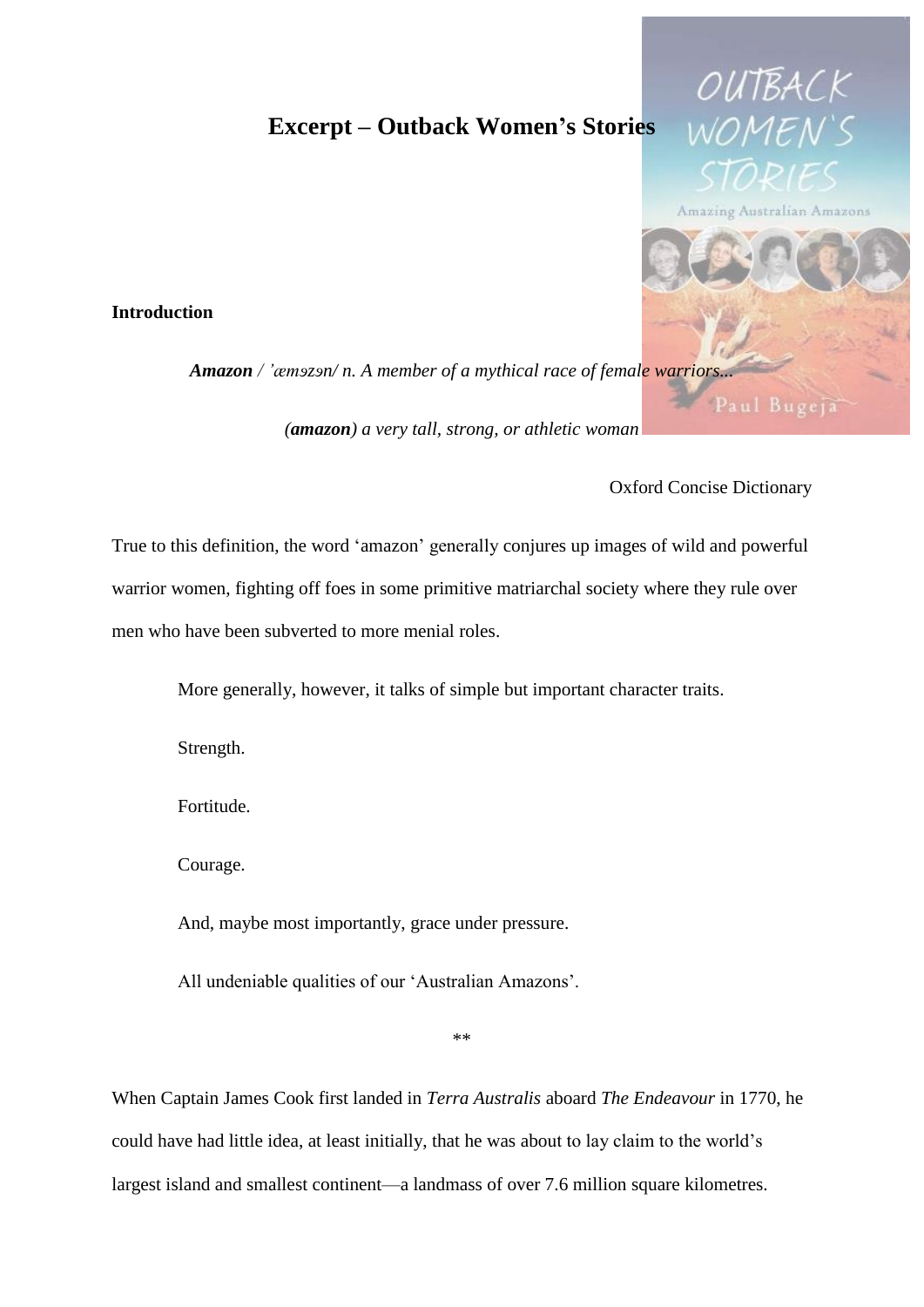# Excerpt – Outback Women's Stories

**Introduction**

***Amazon*** */ 'æməzən/ n. A member of a mythical race of female warriors...*

*(**amazon**) a very tall, strong, or athletic woman*

Oxford Concise Dictionary

True to this definition, the word 'amazon' generally conjures up images of wild and powerful warrior women, fighting off foes in some primitive matriarchal society where they rule over men who have been subverted to more menial roles.

More generally, however, it talks of simple but important character traits.

Strength.

Fortitude.

Courage.

And, maybe most importantly, grace under pressure.

All undeniable qualities of our 'Australian Amazons'.

**

When Captain James Cook first landed in *Terra Australis* aboard *The Endeavour* in 1770, he could have had little idea, at least initially, that he was about to lay claim to the world's largest island and smallest continent—a landmass of over 7.6 million square kilometres.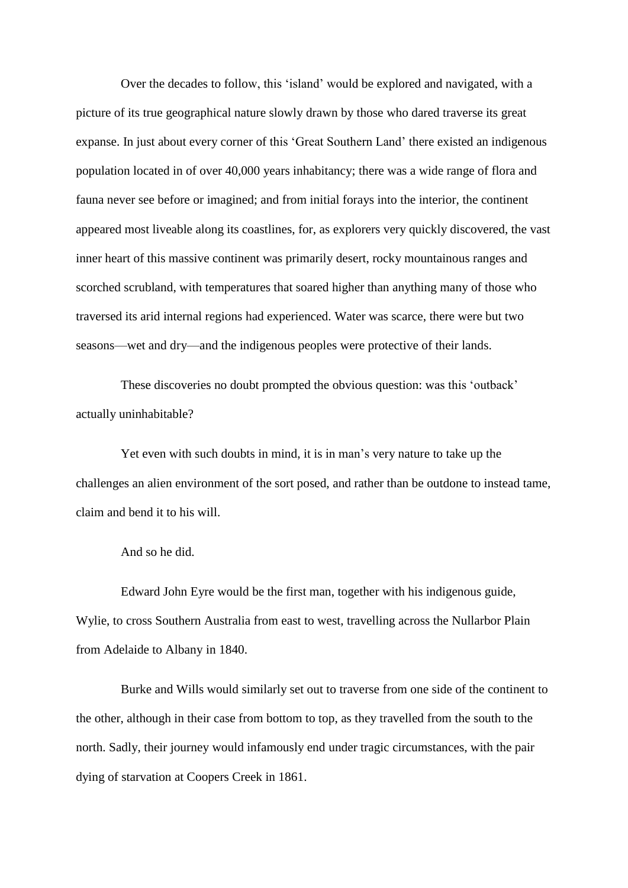Over the decades to follow, this ‘island’ would be explored and navigated, with a picture of its true geographical nature slowly drawn by those who dared traverse its great expanse. In just about every corner of this ‘Great Southern Land’ there existed an indigenous population located in of over 40,000 years inhabitancy; there was a wide range of flora and fauna never see before or imagined; and from initial forays into the interior, the continent appeared most liveable along its coastlines, for, as explorers very quickly discovered, the vast inner heart of this massive continent was primarily desert, rocky mountainous ranges and scorched scrubland, with temperatures that soared higher than anything many of those who traversed its arid internal regions had experienced. Water was scarce, there were but two seasons—wet and dry—and the indigenous peoples were protective of their lands.

These discoveries no doubt prompted the obvious question: was this ‘outback’ actually uninhabitable?

Yet even with such doubts in mind, it is in man’s very nature to take up the challenges an alien environment of the sort posed, and rather than be outdone to instead tame, claim and bend it to his will.

And so he did.

Edward John Eyre would be the first man, together with his indigenous guide, Wylie, to cross Southern Australia from east to west, travelling across the Nullarbor Plain from Adelaide to Albany in 1840.

Burke and Wills would similarly set out to traverse from one side of the continent to the other, although in their case from bottom to top, as they travelled from the south to the north. Sadly, their journey would infamously end under tragic circumstances, with the pair dying of starvation at Coopers Creek in 1861.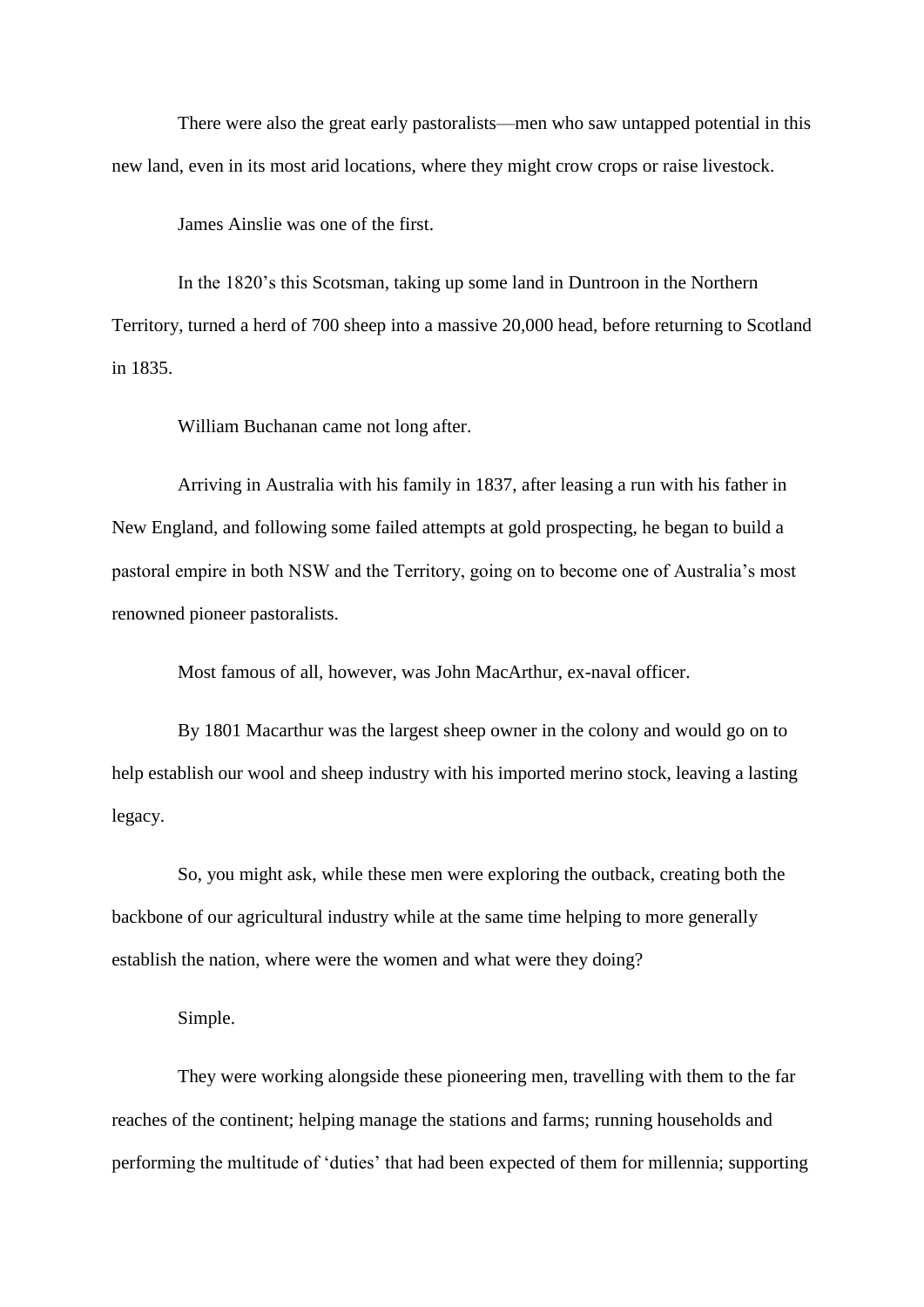There were also the great early pastoralists—men who saw untapped potential in this new land, even in its most arid locations, where they might crow crops or raise livestock.

James Ainslie was one of the first.

In the 1820's this Scotsman, taking up some land in Duntroon in the Northern Territory, turned a herd of 700 sheep into a massive 20,000 head, before returning to Scotland in 1835.

William Buchanan came not long after.

Arriving in Australia with his family in 1837, after leasing a run with his father in New England, and following some failed attempts at gold prospecting, he began to build a pastoral empire in both NSW and the Territory, going on to become one of Australia's most renowned pioneer pastoralists.

Most famous of all, however, was John MacArthur, ex-naval officer.

By 1801 Macarthur was the largest sheep owner in the colony and would go on to help establish our wool and sheep industry with his imported merino stock, leaving a lasting legacy.

So, you might ask, while these men were exploring the outback, creating both the backbone of our agricultural industry while at the same time helping to more generally establish the nation, where were the women and what were they doing?

Simple.

They were working alongside these pioneering men, travelling with them to the far reaches of the continent; helping manage the stations and farms; running households and performing the multitude of 'duties' that had been expected of them for millennia; supporting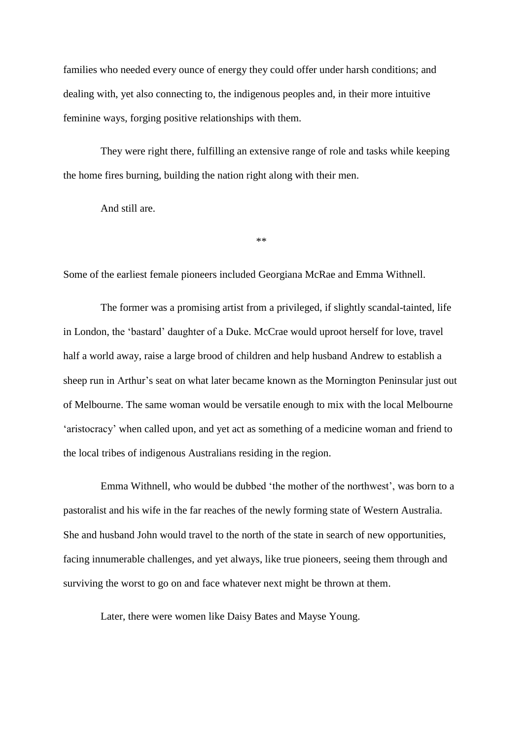families who needed every ounce of energy they could offer under harsh conditions; and dealing with, yet also connecting to, the indigenous peoples and, in their more intuitive feminine ways, forging positive relationships with them.

They were right there, fulfilling an extensive range of role and tasks while keeping the home fires burning, building the nation right along with their men.

And still are.

**

Some of the earliest female pioneers included Georgiana McRae and Emma Withnell.

The former was a promising artist from a privileged, if slightly scandal-tainted, life in London, the 'bastard' daughter of a Duke. McCrae would uproot herself for love, travel half a world away, raise a large brood of children and help husband Andrew to establish a sheep run in Arthur's seat on what later became known as the Mornington Peninsular just out of Melbourne. The same woman would be versatile enough to mix with the local Melbourne 'aristocracy' when called upon, and yet act as something of a medicine woman and friend to the local tribes of indigenous Australians residing in the region.

Emma Withnell, who would be dubbed 'the mother of the northwest', was born to a pastoralist and his wife in the far reaches of the newly forming state of Western Australia. She and husband John would travel to the north of the state in search of new opportunities, facing innumerable challenges, and yet always, like true pioneers, seeing them through and surviving the worst to go on and face whatever next might be thrown at them.

Later, there were women like Daisy Bates and Mayse Young.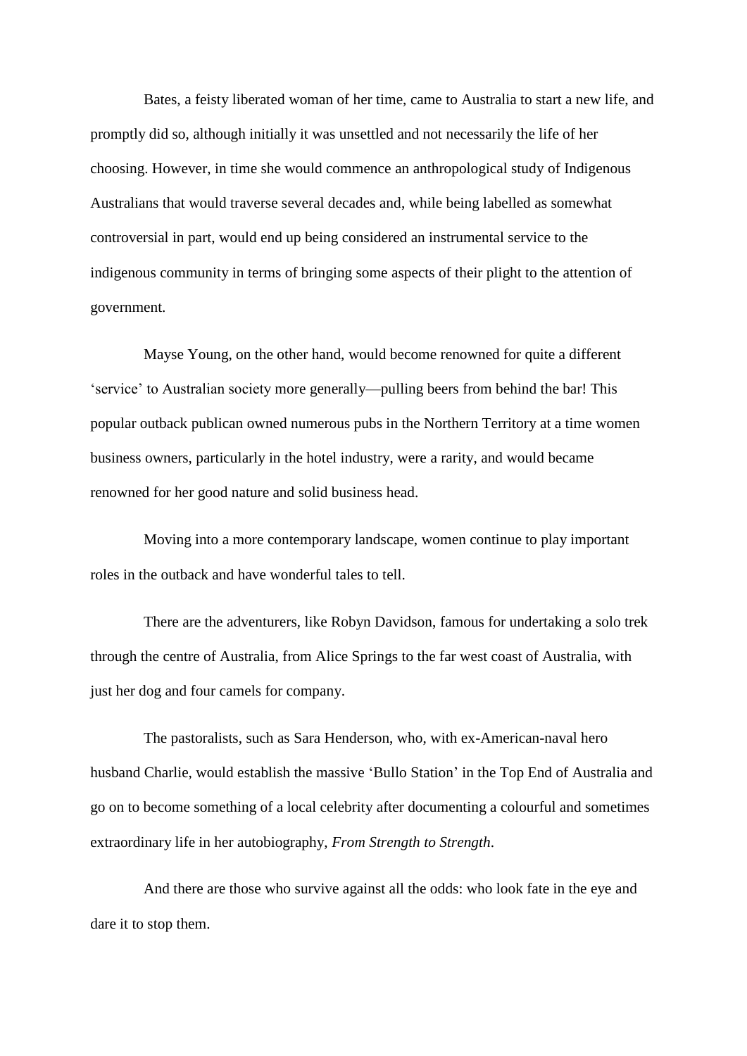Bates, a feisty liberated woman of her time, came to Australia to start a new life, and promptly did so, although initially it was unsettled and not necessarily the life of her choosing. However, in time she would commence an anthropological study of Indigenous Australians that would traverse several decades and, while being labelled as somewhat controversial in part, would end up being considered an instrumental service to the indigenous community in terms of bringing some aspects of their plight to the attention of government.

Mayse Young, on the other hand, would become renowned for quite a different 'service' to Australian society more generally—pulling beers from behind the bar! This popular outback publican owned numerous pubs in the Northern Territory at a time women business owners, particularly in the hotel industry, were a rarity, and would became renowned for her good nature and solid business head.

Moving into a more contemporary landscape, women continue to play important roles in the outback and have wonderful tales to tell.

There are the adventurers, like Robyn Davidson, famous for undertaking a solo trek through the centre of Australia, from Alice Springs to the far west coast of Australia, with just her dog and four camels for company.

The pastoralists, such as Sara Henderson, who, with ex-American-naval hero husband Charlie, would establish the massive 'Bullo Station' in the Top End of Australia and go on to become something of a local celebrity after documenting a colourful and sometimes extraordinary life in her autobiography, *From Strength to Strength*.

And there are those who survive against all the odds: who look fate in the eye and dare it to stop them.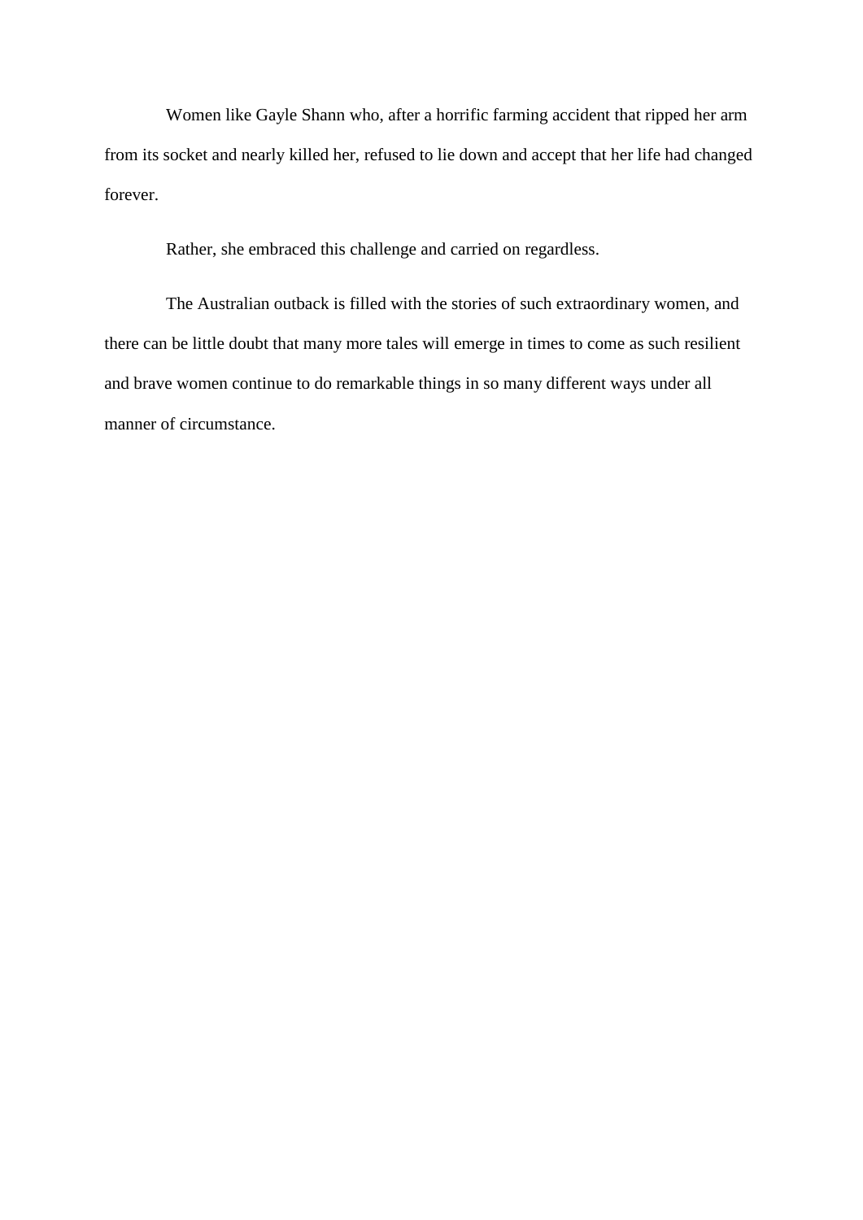Women like Gayle Shann who, after a horrific farming accident that ripped her arm from its socket and nearly killed her, refused to lie down and accept that her life had changed forever.

Rather, she embraced this challenge and carried on regardless.

The Australian outback is filled with the stories of such extraordinary women, and there can be little doubt that many more tales will emerge in times to come as such resilient and brave women continue to do remarkable things in so many different ways under all manner of circumstance.